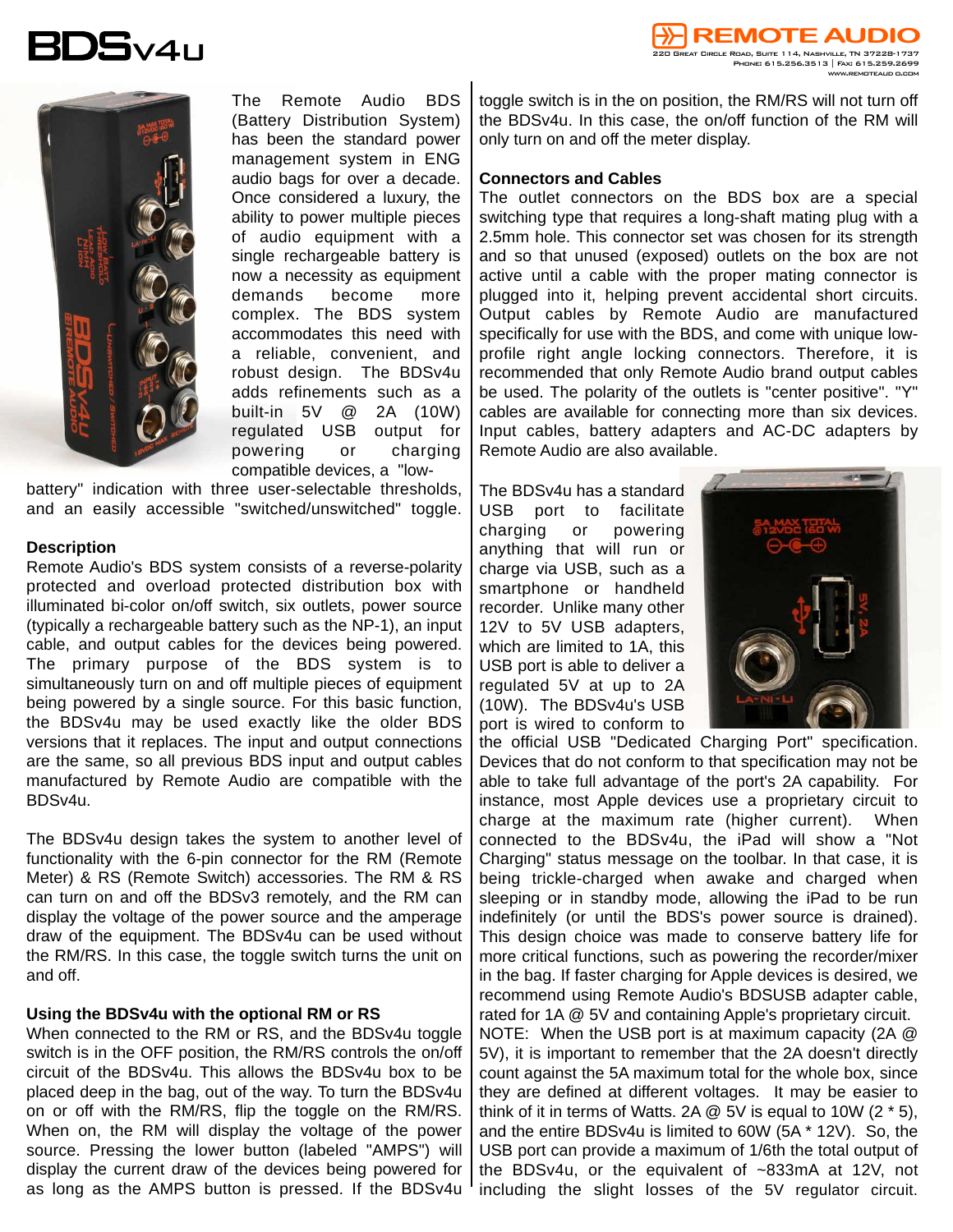# BDSv4u

**REMOTE AUDIO**
220 Great Circle Road, Suite 114, Nashville, TN 37228-1737
Phone: 615.256.3513 | Fax: 615.259.2699
www.remoteaudio.com

The Remote Audio BDS (Battery Distribution System) has been the standard power management system in ENG audio bags for over a decade. Once considered a luxury, the ability to power multiple pieces of audio equipment with a single rechargeable battery is now a necessity as equipment demands become more complex. The BDS system accommodates this need with a reliable, convenient, and robust design. The BDSv4u adds refinements such as a built-in 5V @ 2A (10W) regulated USB output for powering or charging compatible devices, a "low-battery" indication with three user-selectable thresholds, and an easily accessible "switched/unswitched" toggle.

## Description

Remote Audio's BDS system consists of a reverse-polarity protected and overload protected distribution box with illuminated bi-color on/off switch, six outlets, power source (typically a rechargeable battery such as the NP-1), an input cable, and output cables for the devices being powered. The primary purpose of the BDS system is to simultaneously turn on and off multiple pieces of equipment being powered by a single source. For this basic function, the BDSv4u may be used exactly like the older BDS versions that it replaces. The input and output connections are the same, so all previous BDS input and output cables manufactured by Remote Audio are compatible with the BDSv4u.

The BDSv4u design takes the system to another level of functionality with the 6-pin connector for the RM (Remote Meter) & RS (Remote Switch) accessories. The RM & RS can turn on and off the BDSv3 remotely, and the RM can display the voltage of the power source and the amperage draw of the equipment. The BDSv4u can be used without the RM/RS. In this case, the toggle switch turns the unit on and off.

## Using the BDSv4u with the optional RM or RS

When connected to the RM or RS, and the BDSv4u toggle switch is in the OFF position, the RM/RS controls the on/off circuit of the BDSv4u. This allows the BDSv4u box to be placed deep in the bag, out of the way. To turn the BDSv4u on or off with the RM/RS, flip the toggle on the RM/RS. When on, the RM will display the voltage of the power source. Pressing the lower button (labeled "AMPS") will display the current draw of the devices being powered for as long as the AMPS button is pressed. If the BDSv4u toggle switch is in the on position, the RM/RS will not turn off the BDSv4u. In this case, the on/off function of the RM will only turn on and off the meter display.

## Connectors and Cables

The outlet connectors on the BDS box are a special switching type that requires a long-shaft mating plug with a 2.5mm hole. This connector set was chosen for its strength and so that unused (exposed) outlets on the box are not active until a cable with the proper mating connector is plugged into it, helping prevent accidental short circuits. Output cables by Remote Audio are manufactured specifically for use with the BDS, and come with unique low-profile right angle locking connectors. Therefore, it is recommended that only Remote Audio brand output cables be used. The polarity of the outlets is "center positive". "Y" cables are available for connecting more than six devices. Input cables, battery adapters and AC-DC adapters by Remote Audio are also available.

The BDSv4u has a standard USB port to facilitate charging or powering anything that will run or charge via USB, such as a smartphone or handheld recorder. Unlike many other 12V to 5V USB adapters, which are limited to 1A, this USB port is able to deliver a regulated 5V at up to 2A (10W). The BDSv4u's USB port is wired to conform to the official USB "Dedicated Charging Port" specification. Devices that do not conform to that specification may not be able to take full advantage of the port's 2A capability. For instance, most Apple devices use a proprietary circuit to charge at the maximum rate (higher current). When connected to the BDSv4u, the iPad will show a "Not Charging" status message on the toolbar. In that case, it is being trickle-charged when awake and charged when sleeping or in standby mode, allowing the iPad to be run indefinitely (or until the BDS's power source is drained). This design choice was made to conserve battery life for more critical functions, such as powering the recorder/mixer in the bag. If faster charging for Apple devices is desired, we recommend using Remote Audio's BDSUSB adapter cable, rated for 1A @ 5V and containing Apple's proprietary circuit.

NOTE: When the USB port is at maximum capacity (2A @ 5V), it is important to remember that the 2A doesn't directly count against the 5A maximum total for the whole box, since they are defined at different voltages. It may be easier to think of it in terms of Watts. 2A @ 5V is equal to 10W (2 * 5), and the entire BDSv4u is limited to 60W (5A * 12V). So, the USB port can provide a maximum of 1/6th the total output of the BDSv4u, or the equivalent of ~833mA at 12V, not including the slight losses of the 5V regulator circuit.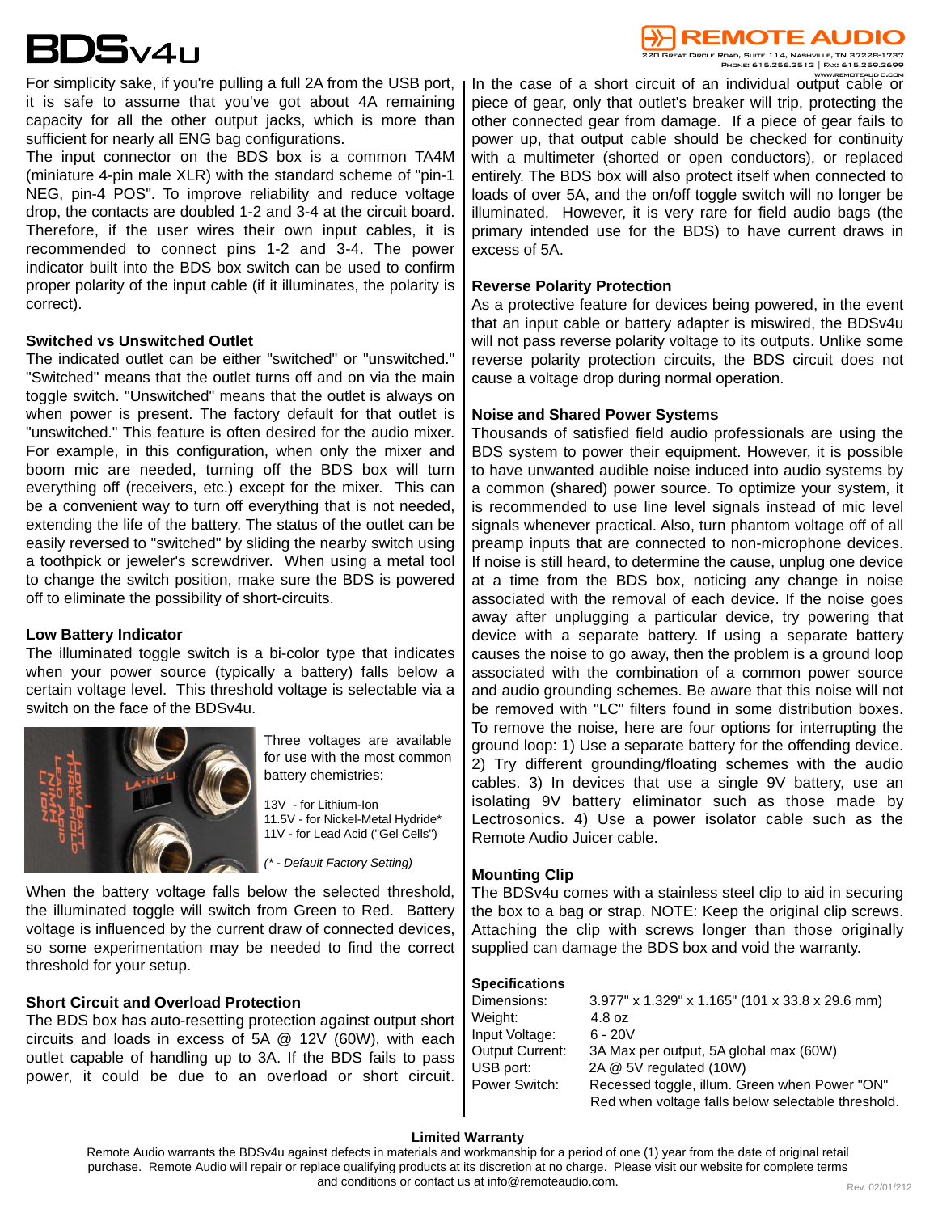# BDSv4u

For simplicity sake, if you're pulling a full 2A from the USB port, it is safe to assume that you've got about 4A remaining capacity for all the other output jacks, which is more than sufficient for nearly all ENG bag configurations.

The input connector on the BDS box is a common TA4M (miniature 4-pin male XLR) with the standard scheme of "pin-1 NEG, pin-4 POS". To improve reliability and reduce voltage drop, the contacts are doubled 1-2 and 3-4 at the circuit board. Therefore, if the user wires their own input cables, it is recommended to connect pins 1-2 and 3-4. The power indicator built into the BDS box switch can be used to confirm proper polarity of the input cable (if it illuminates, the polarity is correct).

### Switched vs Unswitched Outlet

The indicated outlet can be either "switched" or "unswitched." "Switched" means that the outlet turns off and on via the main toggle switch. "Unswitched" means that the outlet is always on when power is present. The factory default for that outlet is "unswitched." This feature is often desired for the audio mixer. For example, in this configuration, when only the mixer and boom mic are needed, turning off the BDS box will turn everything off (receivers, etc.) except for the mixer. This can be a convenient way to turn off everything that is not needed, extending the life of the battery. The status of the outlet can be easily reversed to "switched" by sliding the nearby switch using a toothpick or jeweler's screwdriver. When using a metal tool to change the switch position, make sure the BDS is powered off to eliminate the possibility of short-circuits.

### Low Battery Indicator

The illuminated toggle switch is a bi-color type that indicates when your power source (typically a battery) falls below a certain voltage level. This threshold voltage is selectable via a switch on the face of the BDSv4u.

Three voltages are available for use with the most common battery chemistries:

13V - for Lithium-Ion
11.5V - for Nickel-Metal Hydride*
11V - for Lead Acid ("Gel Cells")

*(* - Default Factory Setting)*

When the battery voltage falls below the selected threshold, the illuminated toggle will switch from Green to Red. Battery voltage is influenced by the current draw of connected devices, so some experimentation may be needed to find the correct threshold for your setup.

### Short Circuit and Overload Protection

The BDS box has auto-resetting protection against output short circuits and loads in excess of 5A @ 12V (60W), with each outlet capable of handling up to 3A. If the BDS fails to pass power, it could be due to an overload or short circuit. In the case of a short circuit of an individual output cable or piece of gear, only that outlet's breaker will trip, protecting the other connected gear from damage. If a piece of gear fails to power up, that output cable should be checked for continuity with a multimeter (shorted or open conductors), or replaced entirely. The BDS box will also protect itself when connected to loads of over 5A, and the on/off toggle switch will no longer be illuminated. However, it is very rare for field audio bags (the primary intended use for the BDS) to have current draws in excess of 5A.

### Reverse Polarity Protection

As a protective feature for devices being powered, in the event that an input cable or battery adapter is miswired, the BDSv4u will not pass reverse polarity voltage to its outputs. Unlike some reverse polarity protection circuits, the BDS circuit does not cause a voltage drop during normal operation.

### Noise and Shared Power Systems

Thousands of satisfied field audio professionals are using the BDS system to power their equipment. However, it is possible to have unwanted audible noise induced into audio systems by a common (shared) power source. To optimize your system, it is recommended to use line level signals instead of mic level signals whenever practical. Also, turn phantom voltage off of all preamp inputs that are connected to non-microphone devices. If noise is still heard, to determine the cause, unplug one device at a time from the BDS box, noticing any change in noise associated with the removal of each device. If the noise goes away after unplugging a particular device, try powering that device with a separate battery. If using a separate battery causes the noise to go away, then the problem is a ground loop associated with the combination of a common power source and audio grounding schemes. Be aware that this noise will not be removed with "LC" filters found in some distribution boxes. To remove the noise, here are four options for interrupting the ground loop: 1) Use a separate battery for the offending device. 2) Try different grounding/floating schemes with the audio cables. 3) In devices that use a single 9V battery, use an isolating 9V battery eliminator such as those made by Lectrosonics. 4) Use a power isolator cable such as the Remote Audio Juicer cable.

### Mounting Clip

The BDSv4u comes with a stainless steel clip to aid in securing the box to a bag or strap. NOTE: Keep the original clip screws. Attaching the clip with screws longer than those originally supplied can damage the BDS box and void the warranty.

### Specifications

| | |
|---|---|
| Dimensions: | 3.977" x 1.329" x 1.165" (101 x 33.8 x 29.6 mm) |
| Weight: | 4.8 oz |
| Input Voltage: | 6 - 20V |
| Output Current: | 3A Max per output, 5A global max (60W) |
| USB port: | 2A @ 5V regulated (10W) |
| Power Switch: | Recessed toggle, illum. Green when Power "ON" Red when voltage falls below selectable threshold. |

### Limited Warranty

Remote Audio warrants the BDSv4u against defects in materials and workmanship for a period of one (1) year from the date of original retail purchase. Remote Audio will repair or replace qualifying products at its discretion at no charge. Please visit our website for complete terms and conditions or contact us at info@remoteaudio.com.

Rev. 02/01/212